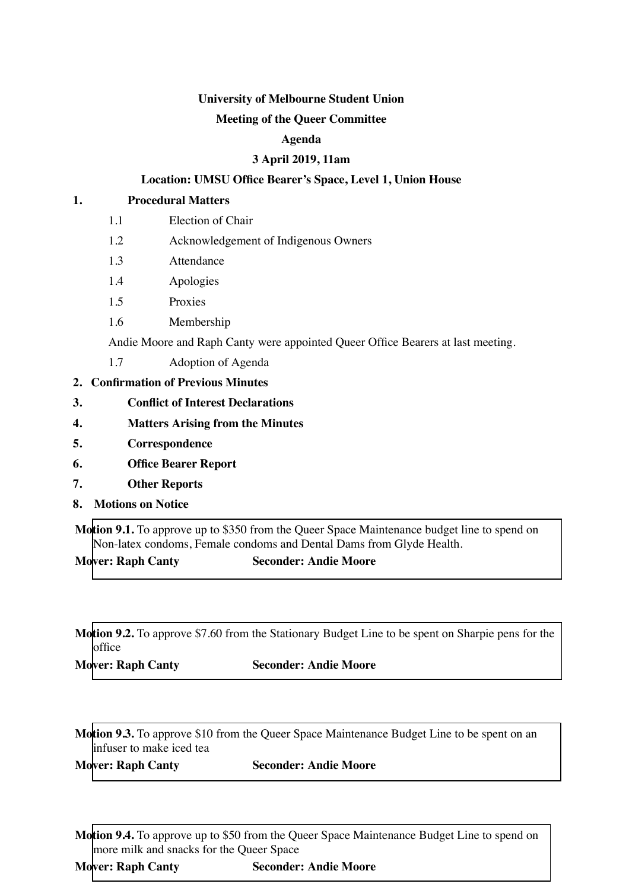**University of Melbourne Student Union**

**Meeting of the Queer Committee**

**Agenda**

**3 April 2019, 11am**

**Location: UMSU Office Bearer's Space, Level 1, Union House**

**1. Procedural Matters**

1.1 Election of Chair

1.2 Acknowledgement of Indigenous Owners

1.3 Attendance

1.4 Apologies

1.5 Proxies

1.6 Membership

Andie Moore and Raph Canty were appointed Queer Office Bearers at last meeting.

1.7 Adoption of Agenda

**2. Confirmation of Previous Minutes**

**3. Conflict of Interest Declarations**

**4. Matters Arising from the Minutes**

**5. Correspondence**

**6. Office Bearer Report**

**7. Other Reports**

**8. Motions on Notice**

**Motion 9.1.** To approve up to $350 from the Queer Space Maintenance budget line to spend on Non-latex condoms, Female condoms and Dental Dams from Glyde Health.

**Mover: Raph Canty** **Seconder: Andie Moore**

**Motion 9.2.** To approve $7.60 from the Stationary Budget Line to be spent on Sharpie pens for the office

**Mover: Raph Canty** **Seconder: Andie Moore**

**Motion 9.3.** To approve $10 from the Queer Space Maintenance Budget Line to be spent on an infuser to make iced tea

**Mover: Raph Canty** **Seconder: Andie Moore**

**Motion 9.4.** To approve up to $50 from the Queer Space Maintenance Budget Line to spend on more milk and snacks for the Queer Space

**Mover: Raph Canty** **Seconder: Andie Moore**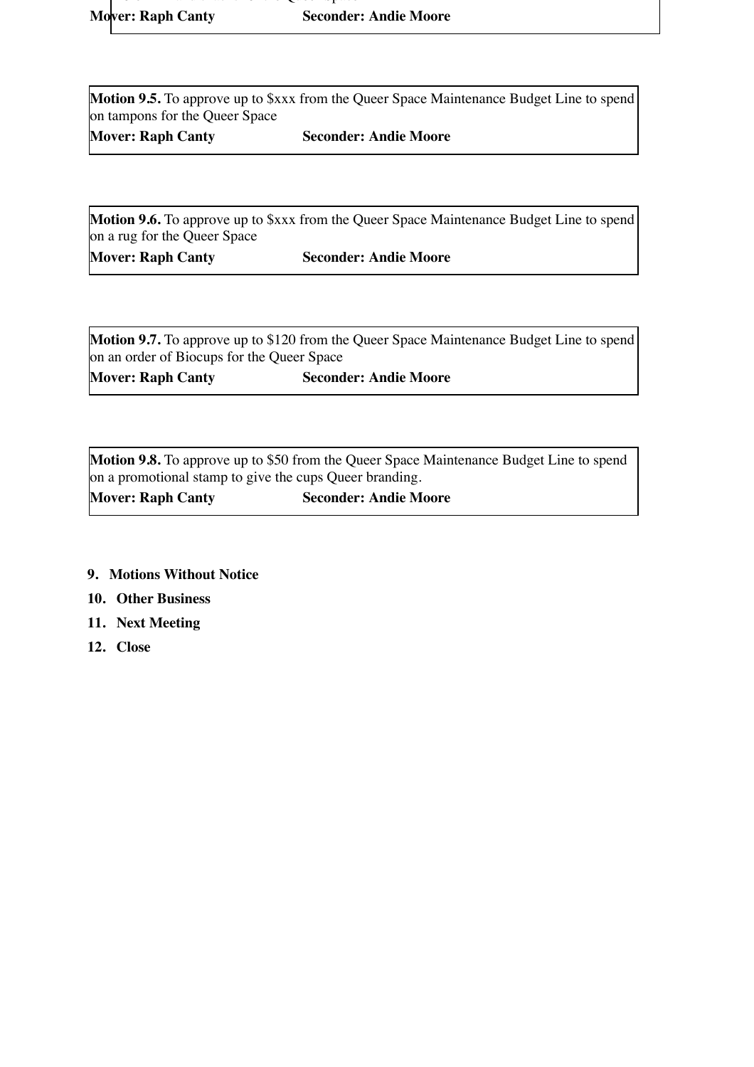**Mover: Raph Canty** **Seconder: Andie Moore**

**Motion 9.5.** To approve up to $xxx from the Queer Space Maintenance Budget Line to spend on tampons for the Queer Space

**Mover: Raph Canty** **Seconder: Andie Moore**

**Motion 9.6.** To approve up to $xxx from the Queer Space Maintenance Budget Line to spend on a rug for the Queer Space

**Mover: Raph Canty** **Seconder: Andie Moore**

**Motion 9.7.** To approve up to $120 from the Queer Space Maintenance Budget Line to spend on an order of Biocups for the Queer Space

**Mover: Raph Canty** **Seconder: Andie Moore**

**Motion 9.8.** To approve up to $50 from the Queer Space Maintenance Budget Line to spend on a promotional stamp to give the cups Queer branding.

**Mover: Raph Canty** **Seconder: Andie Moore**

9. **Motions Without Notice**
10. **Other Business**
11. **Next Meeting**
12. **Close**